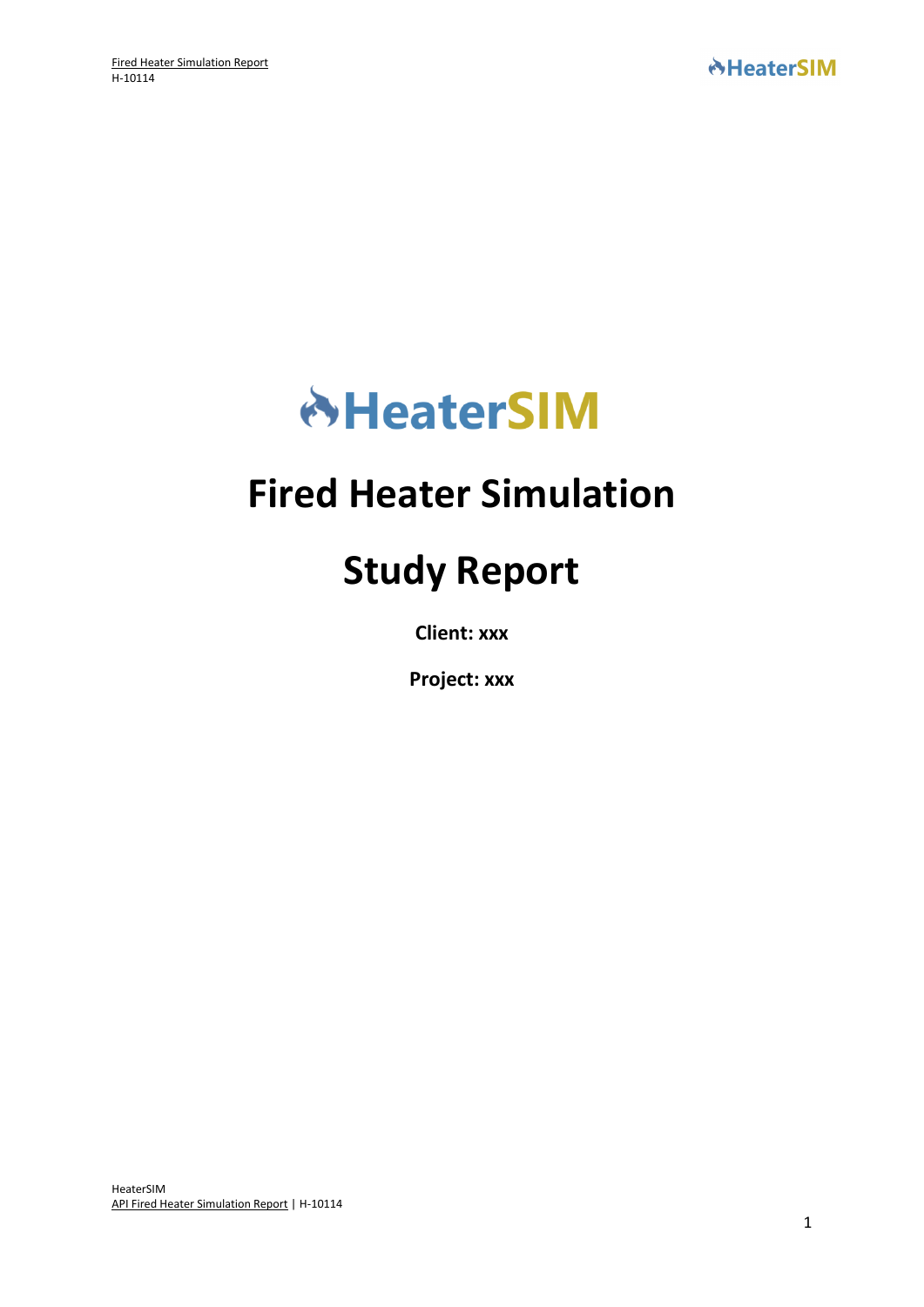HeaterSIM

# Fired Heater Simulation

# Study Report

**Client: xxx**

**Project: xxx**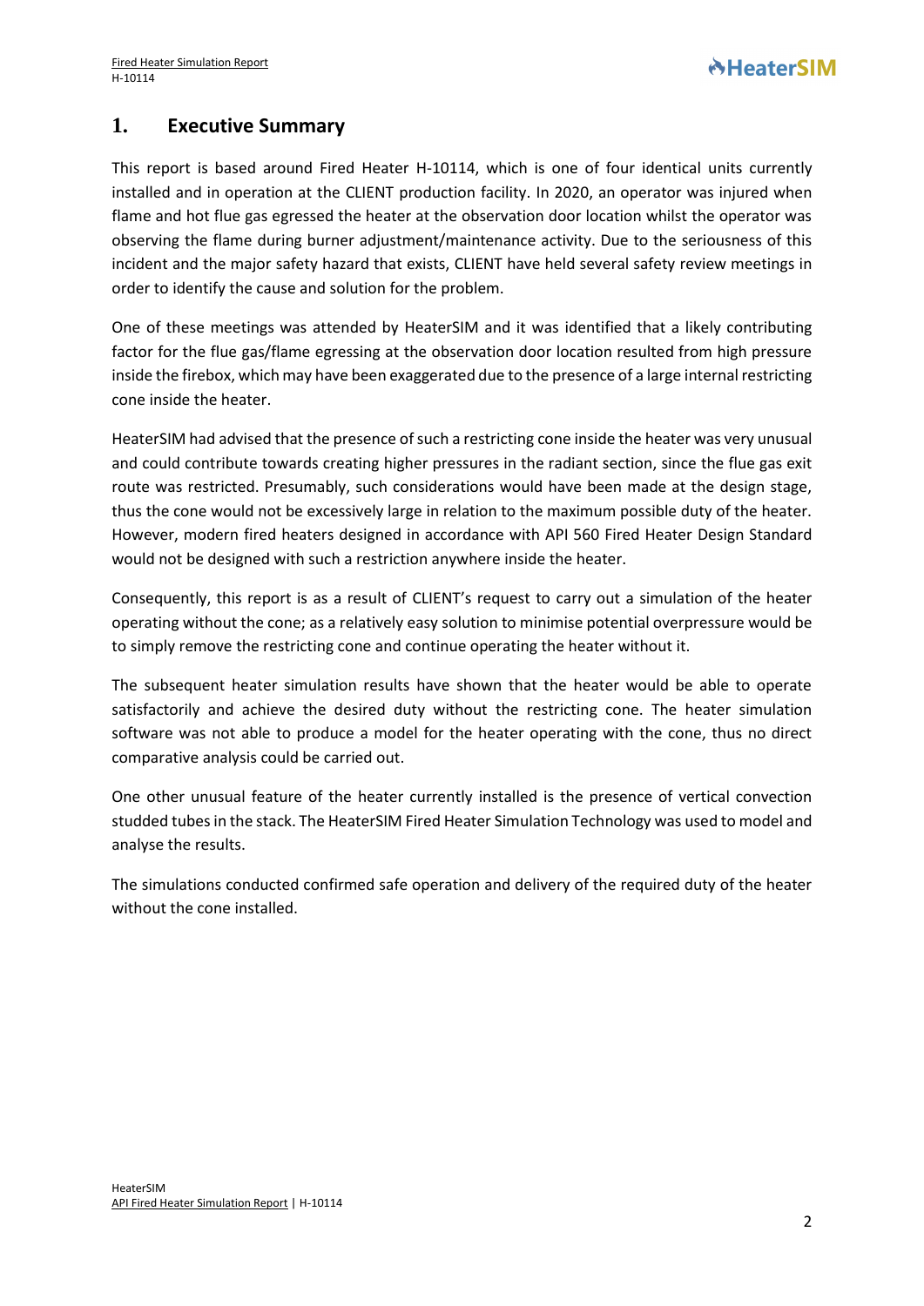# 1. Executive Summary

This report is based around Fired Heater H-10114, which is one of four identical units currently installed and in operation at the CLIENT production facility. In 2020, an operator was injured when flame and hot flue gas egressed the heater at the observation door location whilst the operator was observing the flame during burner adjustment/maintenance activity. Due to the seriousness of this incident and the major safety hazard that exists, CLIENT have held several safety review meetings in order to identify the cause and solution for the problem.

One of these meetings was attended by HeaterSIM and it was identified that a likely contributing factor for the flue gas/flame egressing at the observation door location resulted from high pressure inside the firebox, which may have been exaggerated due to the presence of a large internal restricting cone inside the heater.

HeaterSIM had advised that the presence of such a restricting cone inside the heater was very unusual and could contribute towards creating higher pressures in the radiant section, since the flue gas exit route was restricted. Presumably, such considerations would have been made at the design stage, thus the cone would not be excessively large in relation to the maximum possible duty of the heater. However, modern fired heaters designed in accordance with API 560 Fired Heater Design Standard would not be designed with such a restriction anywhere inside the heater.

Consequently, this report is as a result of CLIENT's request to carry out a simulation of the heater operating without the cone; as a relatively easy solution to minimise potential overpressure would be to simply remove the restricting cone and continue operating the heater without it.

The subsequent heater simulation results have shown that the heater would be able to operate satisfactorily and achieve the desired duty without the restricting cone. The heater simulation software was not able to produce a model for the heater operating with the cone, thus no direct comparative analysis could be carried out.

One other unusual feature of the heater currently installed is the presence of vertical convection studded tubes in the stack. The HeaterSIM Fired Heater Simulation Technology was used to model and analyse the results.

The simulations conducted confirmed safe operation and delivery of the required duty of the heater without the cone installed.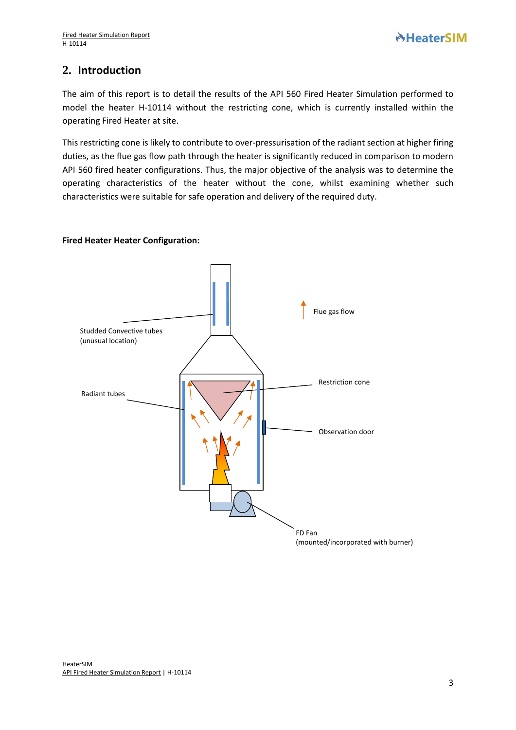## 2. Introduction

The aim of this report is to detail the results of the API 560 Fired Heater Simulation performed to model the heater H-10114 without the restricting cone, which is currently installed within the operating Fired Heater at site.

This restricting cone is likely to contribute to over-pressurisation of the radiant section at higher firing duties, as the flue gas flow path through the heater is significantly reduced in comparison to modern API 560 fired heater configurations. Thus, the major objective of the analysis was to determine the operating characteristics of the heater without the cone, whilst examining whether such characteristics were suitable for safe operation and delivery of the required duty.

**Fired Heater Heater Configuration:**

Studded Convective tubes (unusual location)

Flue gas flow

Radiant tubes

Restriction cone

Observation door

FD Fan (mounted/incorporated with burner)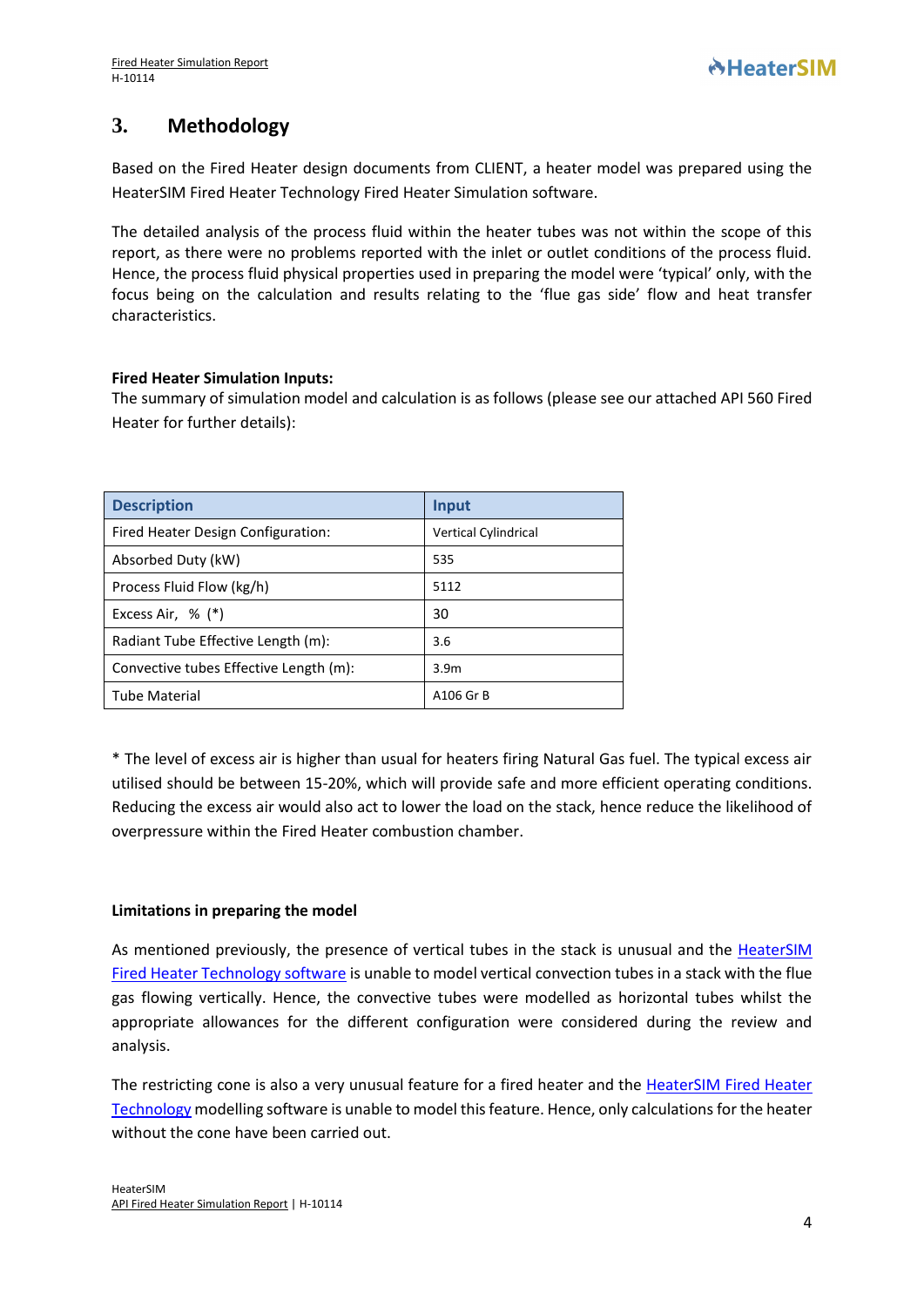## 3. Methodology

Based on the Fired Heater design documents from CLIENT, a heater model was prepared using the HeaterSIM Fired Heater Technology Fired Heater Simulation software.

The detailed analysis of the process fluid within the heater tubes was not within the scope of this report, as there were no problems reported with the inlet or outlet conditions of the process fluid. Hence, the process fluid physical properties used in preparing the model were 'typical' only, with the focus being on the calculation and results relating to the 'flue gas side' flow and heat transfer characteristics.

**Fired Heater Simulation Inputs:**

The summary of simulation model and calculation is as follows (please see our attached API 560 Fired Heater for further details):

| Description | Input |
|---|---|
| Fired Heater Design Configuration: | Vertical Cylindrical |
| Absorbed Duty (kW) | 535 |
| Process Fluid Flow (kg/h) | 5112 |
| Excess Air, % (*) | 30 |
| Radiant Tube Effective Length (m): | 3.6 |
| Convective tubes Effective Length (m): | 3.9m |
| Tube Material | A106 Gr B |

* The level of excess air is higher than usual for heaters firing Natural Gas fuel. The typical excess air utilised should be between 15-20%, which will provide safe and more efficient operating conditions. Reducing the excess air would also act to lower the load on the stack, hence reduce the likelihood of overpressure within the Fired Heater combustion chamber.

**Limitations in preparing the model**

As mentioned previously, the presence of vertical tubes in the stack is unusual and the HeaterSIM Fired Heater Technology software is unable to model vertical convection tubes in a stack with the flue gas flowing vertically. Hence, the convective tubes were modelled as horizontal tubes whilst the appropriate allowances for the different configuration were considered during the review and analysis.

The restricting cone is also a very unusual feature for a fired heater and the HeaterSIM Fired Heater Technology modelling software is unable to model this feature. Hence, only calculations for the heater without the cone have been carried out.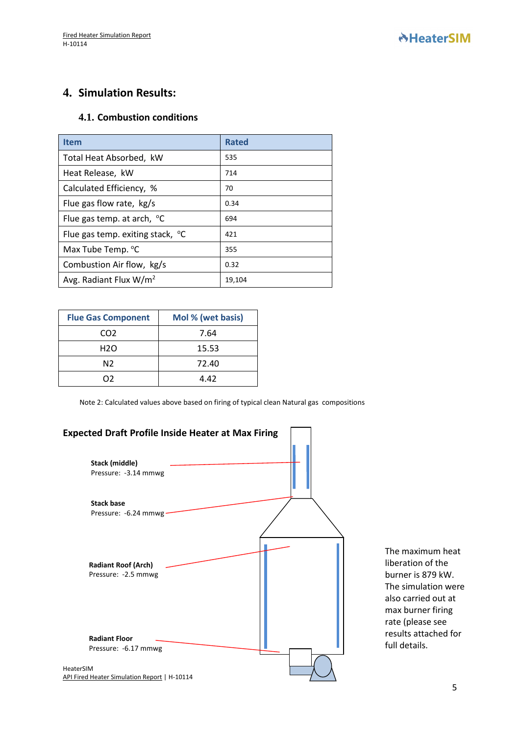## 4. Simulation Results:

### 4.1. Combustion conditions

| Item | Rated |
|---|---|
| Total Heat Absorbed, kW | 535 |
| Heat Release, kW | 714 |
| Calculated Efficiency, % | 70 |
| Flue gas flow rate, kg/s | 0.34 |
| Flue gas temp. at arch, °C | 694 |
| Flue gas temp. exiting stack, °C | 421 |
| Max Tube Temp. °C | 355 |
| Combustion Air flow, kg/s | 0.32 |
| Avg. Radiant Flux W/m$^2$ | 19,104 |

| Flue Gas Component | Mol % (wet basis) |
|---|---|
| $CO_2$ | 7.64 |
| $H_2O$ | 15.53 |
| $N_2$ | 72.40 |
| $O_2$ | 4.42 |

Note 2: Calculated values above based on firing of typical clean Natural gas compositions

**Expected Draft Profile Inside Heater at Max Firing**

**Stack (middle)**
Pressure: -3.14 mmwg

**Stack base**
Pressure: -6.24 mmwg

**Radiant Roof (Arch)**
Pressure: -2.5 mmwg

**Radiant Floor**
Pressure: -6.17 mmwg

The maximum heat liberation of the burner is 879 kW. The simulation were also carried out at max burner firing rate (please see results attached for full details.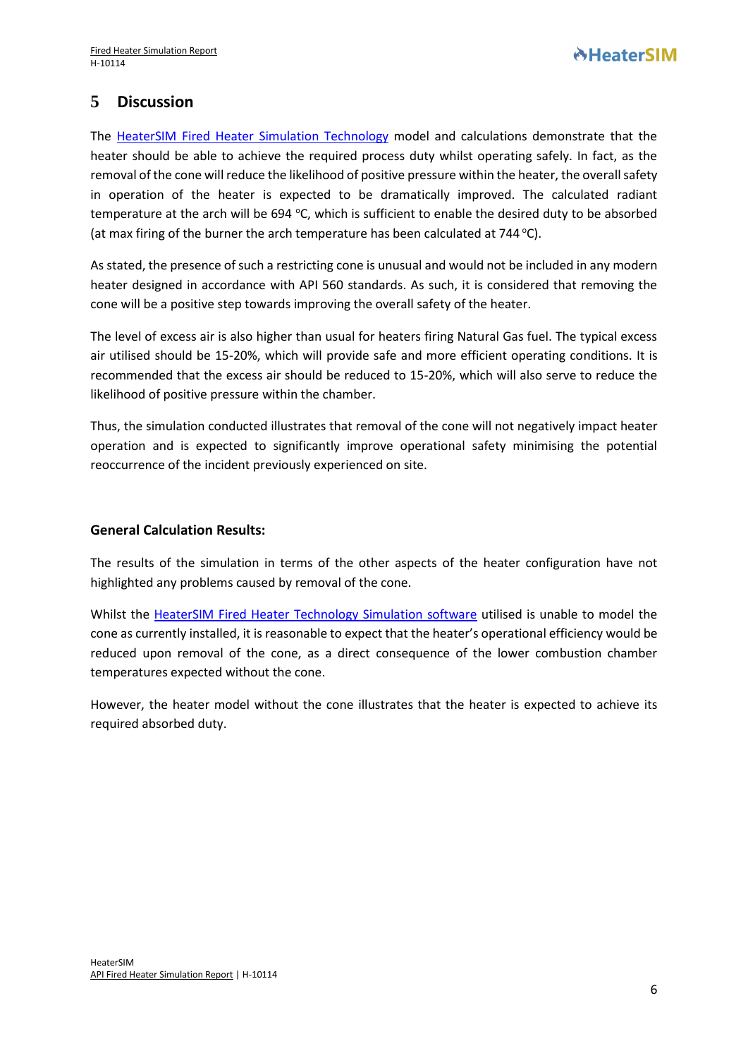## 5 Discussion

The [HeaterSIM Fired Heater Simulation Technology](#) model and calculations demonstrate that the heater should be able to achieve the required process duty whilst operating safely. In fact, as the removal of the cone will reduce the likelihood of positive pressure within the heater, the overall safety in operation of the heater is expected to be dramatically improved. The calculated radiant temperature at the arch will be 694 °C, which is sufficient to enable the desired duty to be absorbed (at max firing of the burner the arch temperature has been calculated at 744 °C).

As stated, the presence of such a restricting cone is unusual and would not be included in any modern heater designed in accordance with API 560 standards. As such, it is considered that removing the cone will be a positive step towards improving the overall safety of the heater.

The level of excess air is also higher than usual for heaters firing Natural Gas fuel. The typical excess air utilised should be 15-20%, which will provide safe and more efficient operating conditions. It is recommended that the excess air should be reduced to 15-20%, which will also serve to reduce the likelihood of positive pressure within the chamber.

Thus, the simulation conducted illustrates that removal of the cone will not negatively impact heater operation and is expected to significantly improve operational safety minimising the potential reoccurrence of the incident previously experienced on site.

**General Calculation Results:**

The results of the simulation in terms of the other aspects of the heater configuration have not highlighted any problems caused by removal of the cone.

Whilst the [HeaterSIM Fired Heater Technology Simulation software](#) utilised is unable to model the cone as currently installed, it is reasonable to expect that the heater's operational efficiency would be reduced upon removal of the cone, as a direct consequence of the lower combustion chamber temperatures expected without the cone.

However, the heater model without the cone illustrates that the heater is expected to achieve its required absorbed duty.